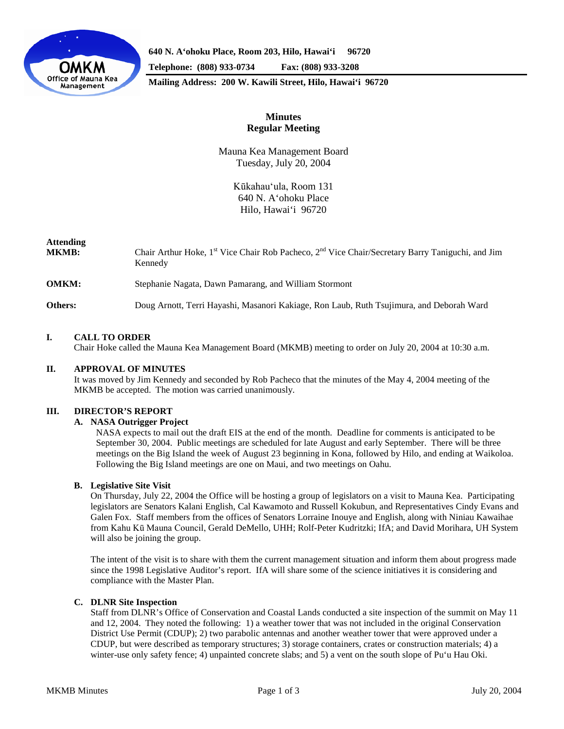**640 N. Aʻohoku Place, Room 203, Hilo, Hawaiʻi 96720**

**Telephone: (808) 933-0734 Fax: (808) 933-3208**

**Mailing Address: 200 W. Kawili Street, Hilo, Hawaiʻi 96720**

# Minutes
## Regular Meeting

Mauna Kea Management Board
Tuesday, July 20, 2004

Kūkahauʻula, Room 131
640 N. Aʻohoku Place
Hilo, Hawaiʻi 96720

**Attending**

**MKMB:** Chair Arthur Hoke, 1st Vice Chair Rob Pacheco, 2nd Vice Chair/Secretary Barry Taniguchi, and Jim Kennedy

**OMKM:** Stephanie Nagata, Dawn Pamarang, and William Stormont

**Others:** Doug Arnott, Terri Hayashi, Masanori Kakiage, Ron Laub, Ruth Tsujimura, and Deborah Ward

### I. CALL TO ORDER

Chair Hoke called the Mauna Kea Management Board (MKMB) meeting to order on July 20, 2004 at 10:30 a.m.

### II. APPROVAL OF MINUTES

It was moved by Jim Kennedy and seconded by Rob Pacheco that the minutes of the May 4, 2004 meeting of the MKMB be accepted. The motion was carried unanimously.

### III. DIRECTOR'S REPORT

#### A. NASA Outrigger Project

NASA expects to mail out the draft EIS at the end of the month. Deadline for comments is anticipated to be September 30, 2004. Public meetings are scheduled for late August and early September. There will be three meetings on the Big Island the week of August 23 beginning in Kona, followed by Hilo, and ending at Waikoloa. Following the Big Island meetings are one on Maui, and two meetings on Oahu.

#### B. Legislative Site Visit

On Thursday, July 22, 2004 the Office will be hosting a group of legislators on a visit to Mauna Kea. Participating legislators are Senators Kalani English, Cal Kawamoto and Russell Kokubun, and Representatives Cindy Evans and Galen Fox. Staff members from the offices of Senators Lorraine Inouye and English, along with Niniau Kawaihae from Kahu Kū Mauna Council, Gerald DeMello, UHH; Rolf-Peter Kudritzki; IfA; and David Morihara, UH System will also be joining the group.

The intent of the visit is to share with them the current management situation and inform them about progress made since the 1998 Legislative Auditor's report. IfA will share some of the science initiatives it is considering and compliance with the Master Plan.

#### C. DLNR Site Inspection

Staff from DLNR's Office of Conservation and Coastal Lands conducted a site inspection of the summit on May 11 and 12, 2004. They noted the following: 1) a weather tower that was not included in the original Conservation District Use Permit (CDUP); 2) two parabolic antennas and another weather tower that were approved under a CDUP, but were described as temporary structures; 3) storage containers, crates or construction materials; 4) a winter-use only safety fence; 4) unpainted concrete slabs; and 5) a vent on the south slope of Puʻu Hau Oki.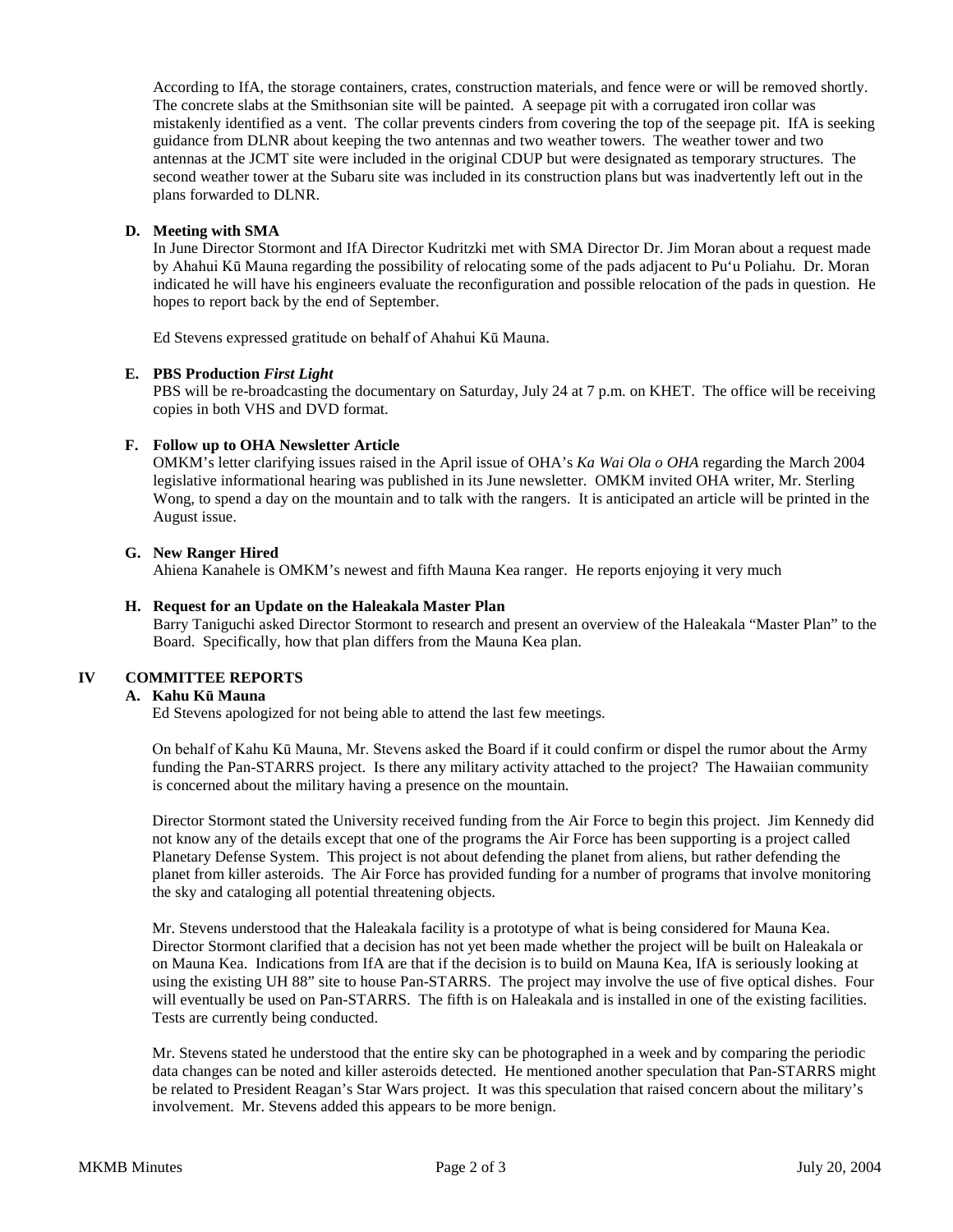According to IfA, the storage containers, crates, construction materials, and fence were or will be removed shortly. The concrete slabs at the Smithsonian site will be painted. A seepage pit with a corrugated iron collar was mistakenly identified as a vent. The collar prevents cinders from covering the top of the seepage pit. IfA is seeking guidance from DLNR about keeping the two antennas and two weather towers. The weather tower and two antennas at the JCMT site were included in the original CDUP but were designated as temporary structures. The second weather tower at the Subaru site was included in its construction plans but was inadvertently left out in the plans forwarded to DLNR.

**D. Meeting with SMA**

In June Director Stormont and IfA Director Kudritzki met with SMA Director Dr. Jim Moran about a request made by Ahahui Kū Mauna regarding the possibility of relocating some of the pads adjacent to Puʻu Poliahu. Dr. Moran indicated he will have his engineers evaluate the reconfiguration and possible relocation of the pads in question. He hopes to report back by the end of September.

Ed Stevens expressed gratitude on behalf of Ahahui Kū Mauna.

**E. PBS Production *First Light***

PBS will be re-broadcasting the documentary on Saturday, July 24 at 7 p.m. on KHET. The office will be receiving copies in both VHS and DVD format.

**F. Follow up to OHA Newsletter Article**

OMKM's letter clarifying issues raised in the April issue of OHA's *Ka Wai Ola o OHA* regarding the March 2004 legislative informational hearing was published in its June newsletter. OMKM invited OHA writer, Mr. Sterling Wong, to spend a day on the mountain and to talk with the rangers. It is anticipated an article will be printed in the August issue.

**G. New Ranger Hired**

Ahiena Kanahele is OMKM's newest and fifth Mauna Kea ranger. He reports enjoying it very much

**H. Request for an Update on the Haleakala Master Plan**

Barry Taniguchi asked Director Stormont to research and present an overview of the Haleakala "Master Plan" to the Board. Specifically, how that plan differs from the Mauna Kea plan.

## IV COMMITTEE REPORTS

**A. Kahu Kū Mauna**

Ed Stevens apologized for not being able to attend the last few meetings.

On behalf of Kahu Kū Mauna, Mr. Stevens asked the Board if it could confirm or dispel the rumor about the Army funding the Pan-STARRS project. Is there any military activity attached to the project? The Hawaiian community is concerned about the military having a presence on the mountain.

Director Stormont stated the University received funding from the Air Force to begin this project. Jim Kennedy did not know any of the details except that one of the programs the Air Force has been supporting is a project called Planetary Defense System. This project is not about defending the planet from aliens, but rather defending the planet from killer asteroids. The Air Force has provided funding for a number of programs that involve monitoring the sky and cataloging all potential threatening objects.

Mr. Stevens understood that the Haleakala facility is a prototype of what is being considered for Mauna Kea. Director Stormont clarified that a decision has not yet been made whether the project will be built on Haleakala or on Mauna Kea. Indications from IfA are that if the decision is to build on Mauna Kea, IfA is seriously looking at using the existing UH 88" site to house Pan-STARRS. The project may involve the use of five optical dishes. Four will eventually be used on Pan-STARRS. The fifth is on Haleakala and is installed in one of the existing facilities. Tests are currently being conducted.

Mr. Stevens stated he understood that the entire sky can be photographed in a week and by comparing the periodic data changes can be noted and killer asteroids detected. He mentioned another speculation that Pan-STARRS might be related to President Reagan's Star Wars project. It was this speculation that raised concern about the military's involvement. Mr. Stevens added this appears to be more benign.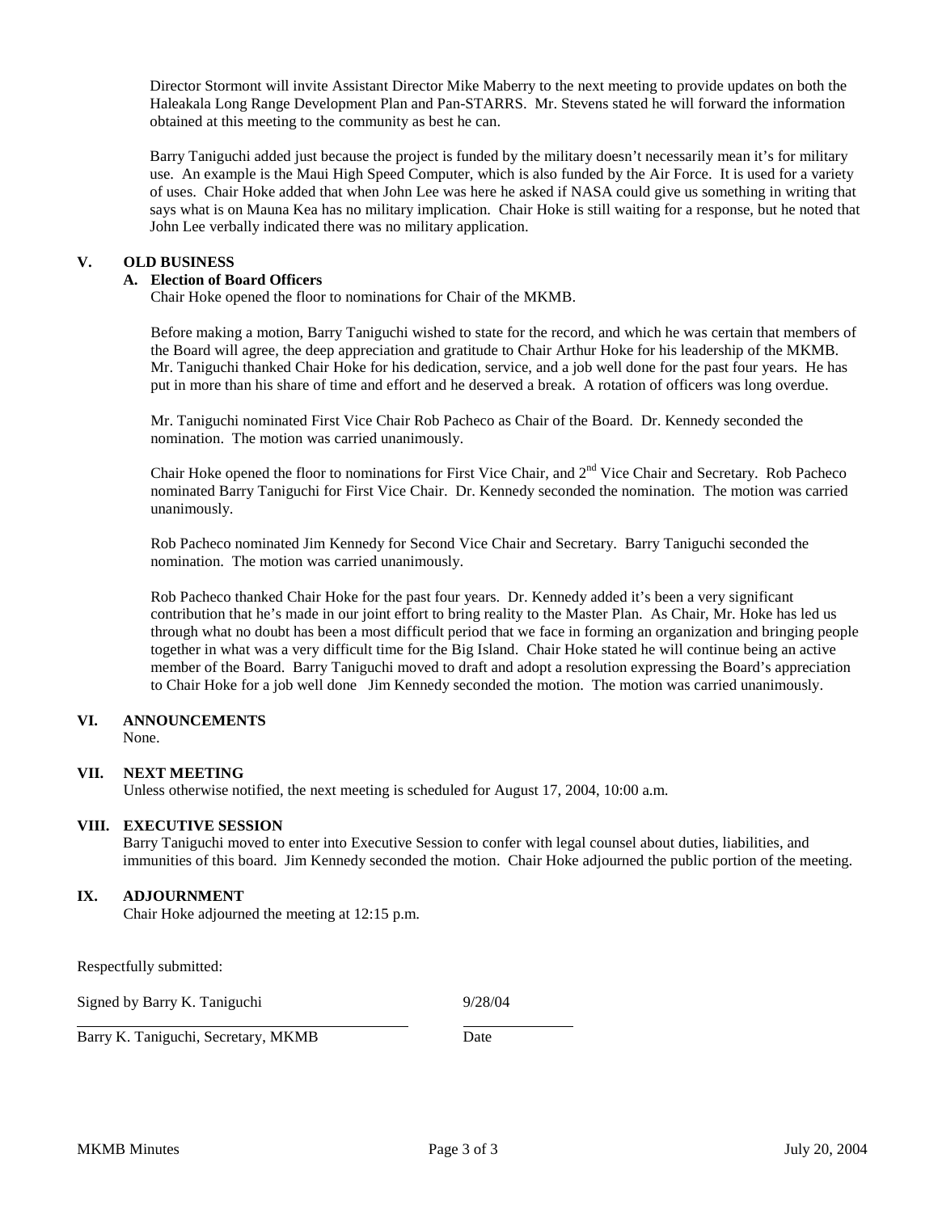Director Stormont will invite Assistant Director Mike Maberry to the next meeting to provide updates on both the Haleakala Long Range Development Plan and Pan-STARRS. Mr. Stevens stated he will forward the information obtained at this meeting to the community as best he can.

Barry Taniguchi added just because the project is funded by the military doesn't necessarily mean it's for military use. An example is the Maui High Speed Computer, which is also funded by the Air Force. It is used for a variety of uses. Chair Hoke added that when John Lee was here he asked if NASA could give us something in writing that says what is on Mauna Kea has no military implication. Chair Hoke is still waiting for a response, but he noted that John Lee verbally indicated there was no military application.

## V. OLD BUSINESS

### A. Election of Board Officers

Chair Hoke opened the floor to nominations for Chair of the MKMB.

Before making a motion, Barry Taniguchi wished to state for the record, and which he was certain that members of the Board will agree, the deep appreciation and gratitude to Chair Arthur Hoke for his leadership of the MKMB. Mr. Taniguchi thanked Chair Hoke for his dedication, service, and a job well done for the past four years. He has put in more than his share of time and effort and he deserved a break. A rotation of officers was long overdue.

Mr. Taniguchi nominated First Vice Chair Rob Pacheco as Chair of the Board. Dr. Kennedy seconded the nomination. The motion was carried unanimously.

Chair Hoke opened the floor to nominations for First Vice Chair, and 2nd Vice Chair and Secretary. Rob Pacheco nominated Barry Taniguchi for First Vice Chair. Dr. Kennedy seconded the nomination. The motion was carried unanimously.

Rob Pacheco nominated Jim Kennedy for Second Vice Chair and Secretary. Barry Taniguchi seconded the nomination. The motion was carried unanimously.

Rob Pacheco thanked Chair Hoke for the past four years. Dr. Kennedy added it's been a very significant contribution that he's made in our joint effort to bring reality to the Master Plan. As Chair, Mr. Hoke has led us through what no doubt has been a most difficult period that we face in forming an organization and bringing people together in what was a very difficult time for the Big Island. Chair Hoke stated he will continue being an active member of the Board. Barry Taniguchi moved to draft and adopt a resolution expressing the Board's appreciation to Chair Hoke for a job well done Jim Kennedy seconded the motion. The motion was carried unanimously.

## VI. ANNOUNCEMENTS

None.

## VII. NEXT MEETING

Unless otherwise notified, the next meeting is scheduled for August 17, 2004, 10:00 a.m.

## VIII. EXECUTIVE SESSION

Barry Taniguchi moved to enter into Executive Session to confer with legal counsel about duties, liabilities, and immunities of this board. Jim Kennedy seconded the motion. Chair Hoke adjourned the public portion of the meeting.

## IX. ADJOURNMENT

Chair Hoke adjourned the meeting at 12:15 p.m.

Respectfully submitted:

Signed by Barry K. Taniguchi 9/28/04

Barry K. Taniguchi, Secretary, MKMB Date